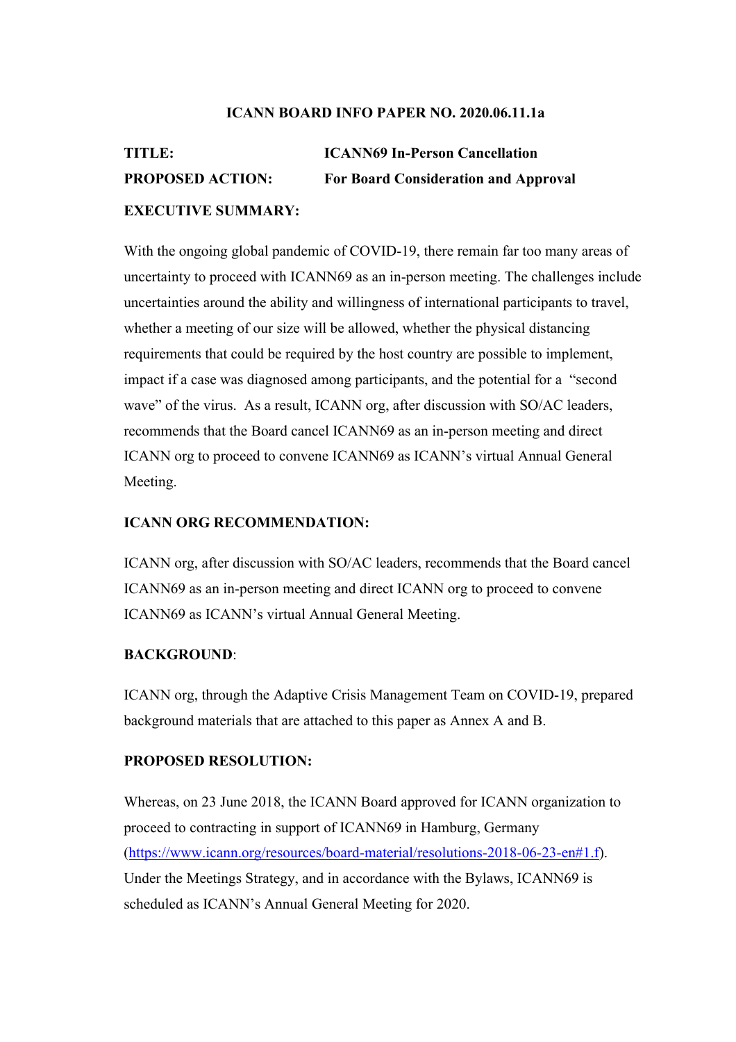**ICANN BOARD INFO PAPER NO. 2020.06.11.1a**

**TITLE:** **ICANN69 In-Person Cancellation**

**PROPOSED ACTION:** **For Board Consideration and Approval**

**EXECUTIVE SUMMARY:**

With the ongoing global pandemic of COVID-19, there remain far too many areas of uncertainty to proceed with ICANN69 as an in-person meeting. The challenges include uncertainties around the ability and willingness of international participants to travel, whether a meeting of our size will be allowed, whether the physical distancing requirements that could be required by the host country are possible to implement, impact if a case was diagnosed among participants, and the potential for a "second wave" of the virus. As a result, ICANN org, after discussion with SO/AC leaders, recommends that the Board cancel ICANN69 as an in-person meeting and direct ICANN org to proceed to convene ICANN69 as ICANN's virtual Annual General Meeting.

**ICANN ORG RECOMMENDATION:**

ICANN org, after discussion with SO/AC leaders, recommends that the Board cancel ICANN69 as an in-person meeting and direct ICANN org to proceed to convene ICANN69 as ICANN's virtual Annual General Meeting.

**BACKGROUND**:

ICANN org, through the Adaptive Crisis Management Team on COVID-19, prepared background materials that are attached to this paper as Annex A and B.

**PROPOSED RESOLUTION:**

Whereas, on 23 June 2018, the ICANN Board approved for ICANN organization to proceed to contracting in support of ICANN69 in Hamburg, Germany (https://www.icann.org/resources/board-material/resolutions-2018-06-23-en#1.f). Under the Meetings Strategy, and in accordance with the Bylaws, ICANN69 is scheduled as ICANN's Annual General Meeting for 2020.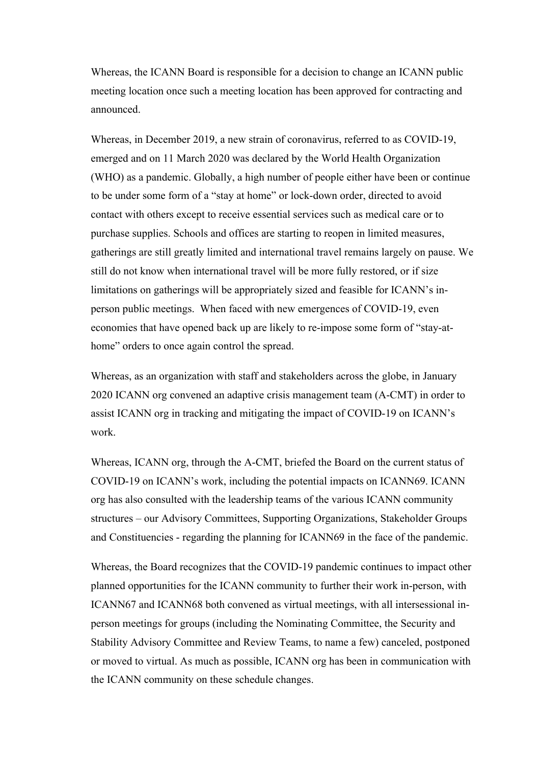Whereas, the ICANN Board is responsible for a decision to change an ICANN public meeting location once such a meeting location has been approved for contracting and announced.

Whereas, in December 2019, a new strain of coronavirus, referred to as COVID-19, emerged and on 11 March 2020 was declared by the World Health Organization (WHO) as a pandemic. Globally, a high number of people either have been or continue to be under some form of a "stay at home" or lock-down order, directed to avoid contact with others except to receive essential services such as medical care or to purchase supplies. Schools and offices are starting to reopen in limited measures, gatherings are still greatly limited and international travel remains largely on pause. We still do not know when international travel will be more fully restored, or if size limitations on gatherings will be appropriately sized and feasible for ICANN's in-person public meetings. When faced with new emergences of COVID-19, even economies that have opened back up are likely to re-impose some form of "stay-at-home" orders to once again control the spread.

Whereas, as an organization with staff and stakeholders across the globe, in January 2020 ICANN org convened an adaptive crisis management team (A-CMT) in order to assist ICANN org in tracking and mitigating the impact of COVID-19 on ICANN's work.

Whereas, ICANN org, through the A-CMT, briefed the Board on the current status of COVID-19 on ICANN's work, including the potential impacts on ICANN69. ICANN org has also consulted with the leadership teams of the various ICANN community structures – our Advisory Committees, Supporting Organizations, Stakeholder Groups and Constituencies - regarding the planning for ICANN69 in the face of the pandemic.

Whereas, the Board recognizes that the COVID-19 pandemic continues to impact other planned opportunities for the ICANN community to further their work in-person, with ICANN67 and ICANN68 both convened as virtual meetings, with all intersessional in-person meetings for groups (including the Nominating Committee, the Security and Stability Advisory Committee and Review Teams, to name a few) canceled, postponed or moved to virtual. As much as possible, ICANN org has been in communication with the ICANN community on these schedule changes.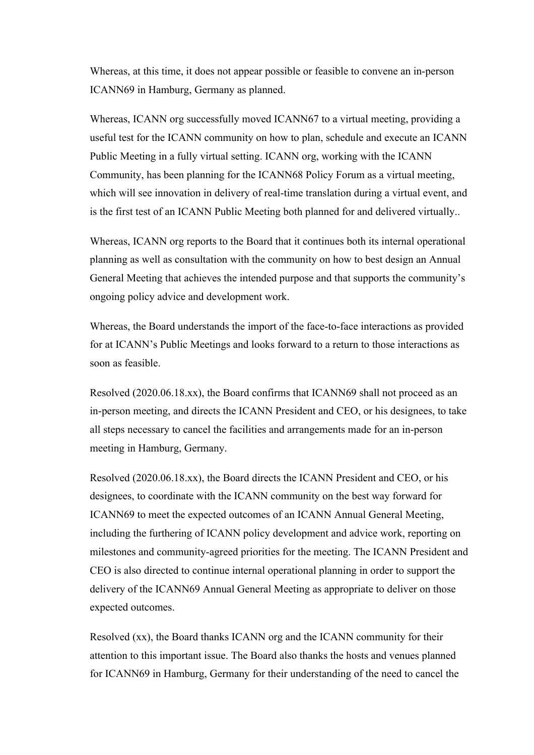Whereas, at this time, it does not appear possible or feasible to convene an in-person ICANN69 in Hamburg, Germany as planned.

Whereas, ICANN org successfully moved ICANN67 to a virtual meeting, providing a useful test for the ICANN community on how to plan, schedule and execute an ICANN Public Meeting in a fully virtual setting. ICANN org, working with the ICANN Community, has been planning for the ICANN68 Policy Forum as a virtual meeting, which will see innovation in delivery of real-time translation during a virtual event, and is the first test of an ICANN Public Meeting both planned for and delivered virtually..

Whereas, ICANN org reports to the Board that it continues both its internal operational planning as well as consultation with the community on how to best design an Annual General Meeting that achieves the intended purpose and that supports the community's ongoing policy advice and development work.

Whereas, the Board understands the import of the face-to-face interactions as provided for at ICANN's Public Meetings and looks forward to a return to those interactions as soon as feasible.

Resolved (2020.06.18.xx), the Board confirms that ICANN69 shall not proceed as an in-person meeting, and directs the ICANN President and CEO, or his designees, to take all steps necessary to cancel the facilities and arrangements made for an in-person meeting in Hamburg, Germany.

Resolved (2020.06.18.xx), the Board directs the ICANN President and CEO, or his designees, to coordinate with the ICANN community on the best way forward for ICANN69 to meet the expected outcomes of an ICANN Annual General Meeting, including the furthering of ICANN policy development and advice work, reporting on milestones and community-agreed priorities for the meeting. The ICANN President and CEO is also directed to continue internal operational planning in order to support the delivery of the ICANN69 Annual General Meeting as appropriate to deliver on those expected outcomes.

Resolved (xx), the Board thanks ICANN org and the ICANN community for their attention to this important issue. The Board also thanks the hosts and venues planned for ICANN69 in Hamburg, Germany for their understanding of the need to cancel the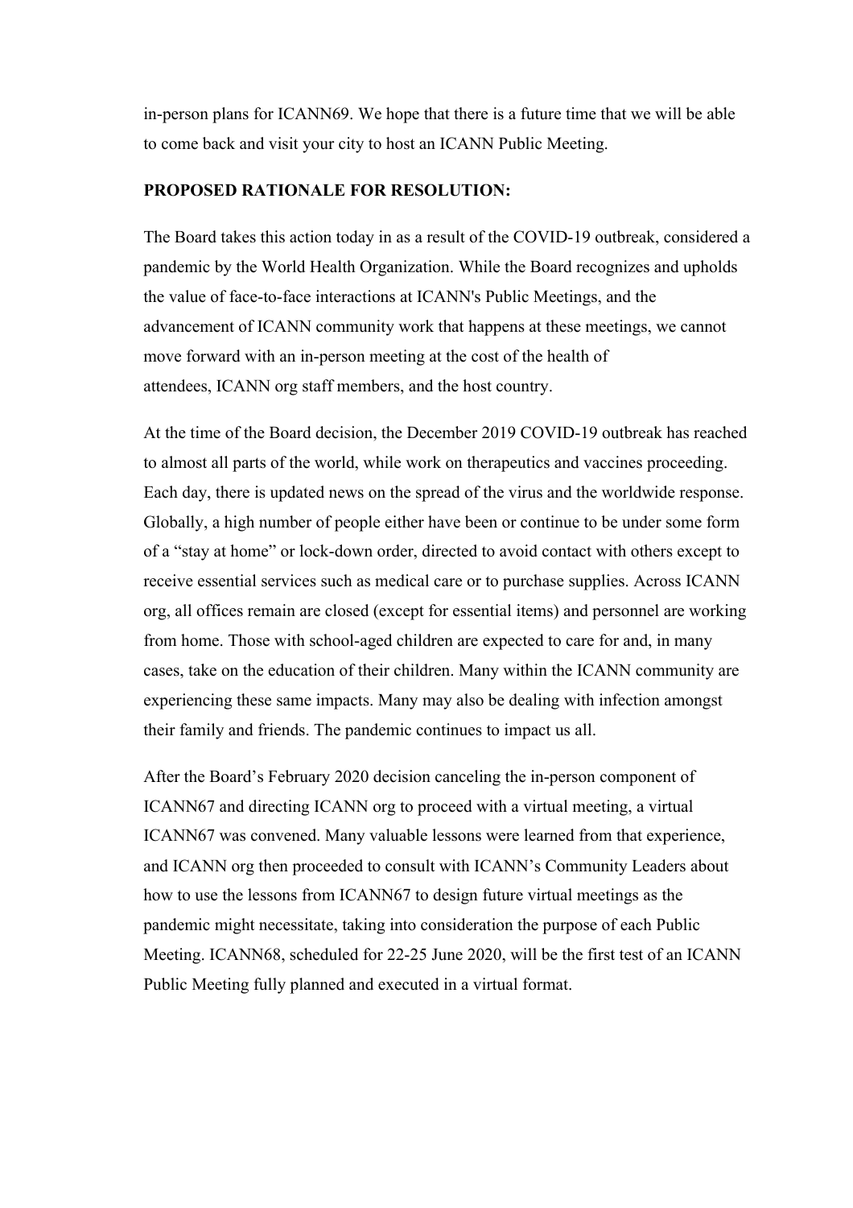in-person plans for ICANN69. We hope that there is a future time that we will be able to come back and visit your city to host an ICANN Public Meeting.

**PROPOSED RATIONALE FOR RESOLUTION:**

The Board takes this action today in as a result of the COVID-19 outbreak, considered a pandemic by the World Health Organization. While the Board recognizes and upholds the value of face-to-face interactions at ICANN's Public Meetings, and the advancement of ICANN community work that happens at these meetings, we cannot move forward with an in-person meeting at the cost of the health of attendees, ICANN org staff members, and the host country.

At the time of the Board decision, the December 2019 COVID-19 outbreak has reached to almost all parts of the world, while work on therapeutics and vaccines proceeding. Each day, there is updated news on the spread of the virus and the worldwide response. Globally, a high number of people either have been or continue to be under some form of a "stay at home" or lock-down order, directed to avoid contact with others except to receive essential services such as medical care or to purchase supplies. Across ICANN org, all offices remain are closed (except for essential items) and personnel are working from home. Those with school-aged children are expected to care for and, in many cases, take on the education of their children. Many within the ICANN community are experiencing these same impacts. Many may also be dealing with infection amongst their family and friends. The pandemic continues to impact us all.

After the Board's February 2020 decision canceling the in-person component of ICANN67 and directing ICANN org to proceed with a virtual meeting, a virtual ICANN67 was convened. Many valuable lessons were learned from that experience, and ICANN org then proceeded to consult with ICANN's Community Leaders about how to use the lessons from ICANN67 to design future virtual meetings as the pandemic might necessitate, taking into consideration the purpose of each Public Meeting. ICANN68, scheduled for 22-25 June 2020, will be the first test of an ICANN Public Meeting fully planned and executed in a virtual format.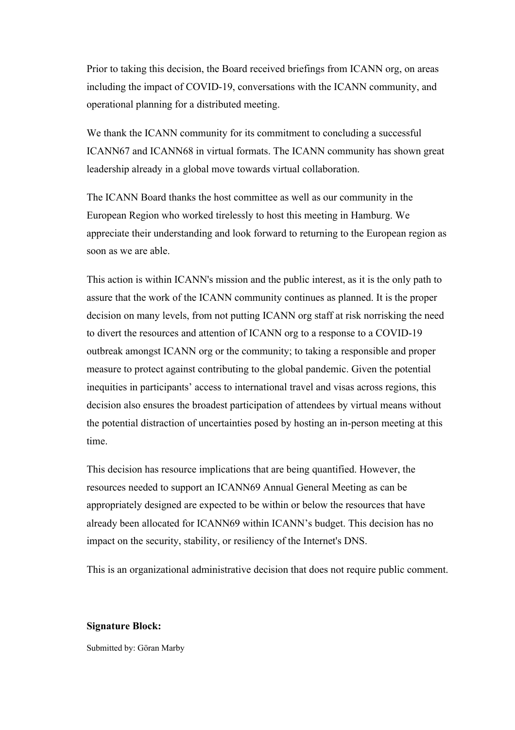Prior to taking this decision, the Board received briefings from ICANN org, on areas including the impact of COVID-19, conversations with the ICANN community, and operational planning for a distributed meeting.

We thank the ICANN community for its commitment to concluding a successful ICANN67 and ICANN68 in virtual formats. The ICANN community has shown great leadership already in a global move towards virtual collaboration.

The ICANN Board thanks the host committee as well as our community in the European Region who worked tirelessly to host this meeting in Hamburg. We appreciate their understanding and look forward to returning to the European region as soon as we are able.

This action is within ICANN's mission and the public interest, as it is the only path to assure that the work of the ICANN community continues as planned. It is the proper decision on many levels, from not putting ICANN org staff at risk norrisking the need to divert the resources and attention of ICANN org to a response to a COVID-19 outbreak amongst ICANN org or the community; to taking a responsible and proper measure to protect against contributing to the global pandemic. Given the potential inequities in participants' access to international travel and visas across regions, this decision also ensures the broadest participation of attendees by virtual means without the potential distraction of uncertainties posed by hosting an in-person meeting at this time.

This decision has resource implications that are being quantified. However, the resources needed to support an ICANN69 Annual General Meeting as can be appropriately designed are expected to be within or below the resources that have already been allocated for ICANN69 within ICANN's budget. This decision has no impact on the security, stability, or resiliency of the Internet's DNS.

This is an organizational administrative decision that does not require public comment.

**Signature Block:**

Submitted by: Göran Marby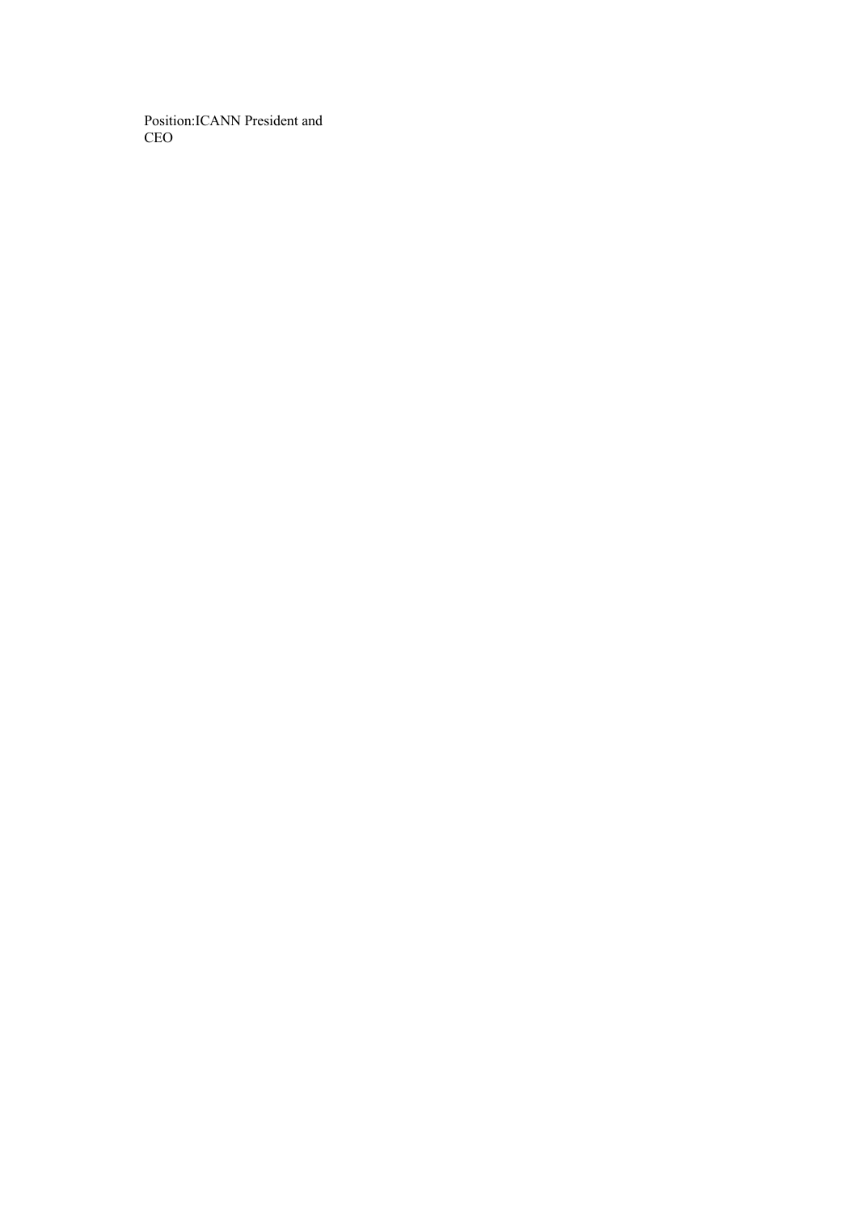Position:ICANN President and CEO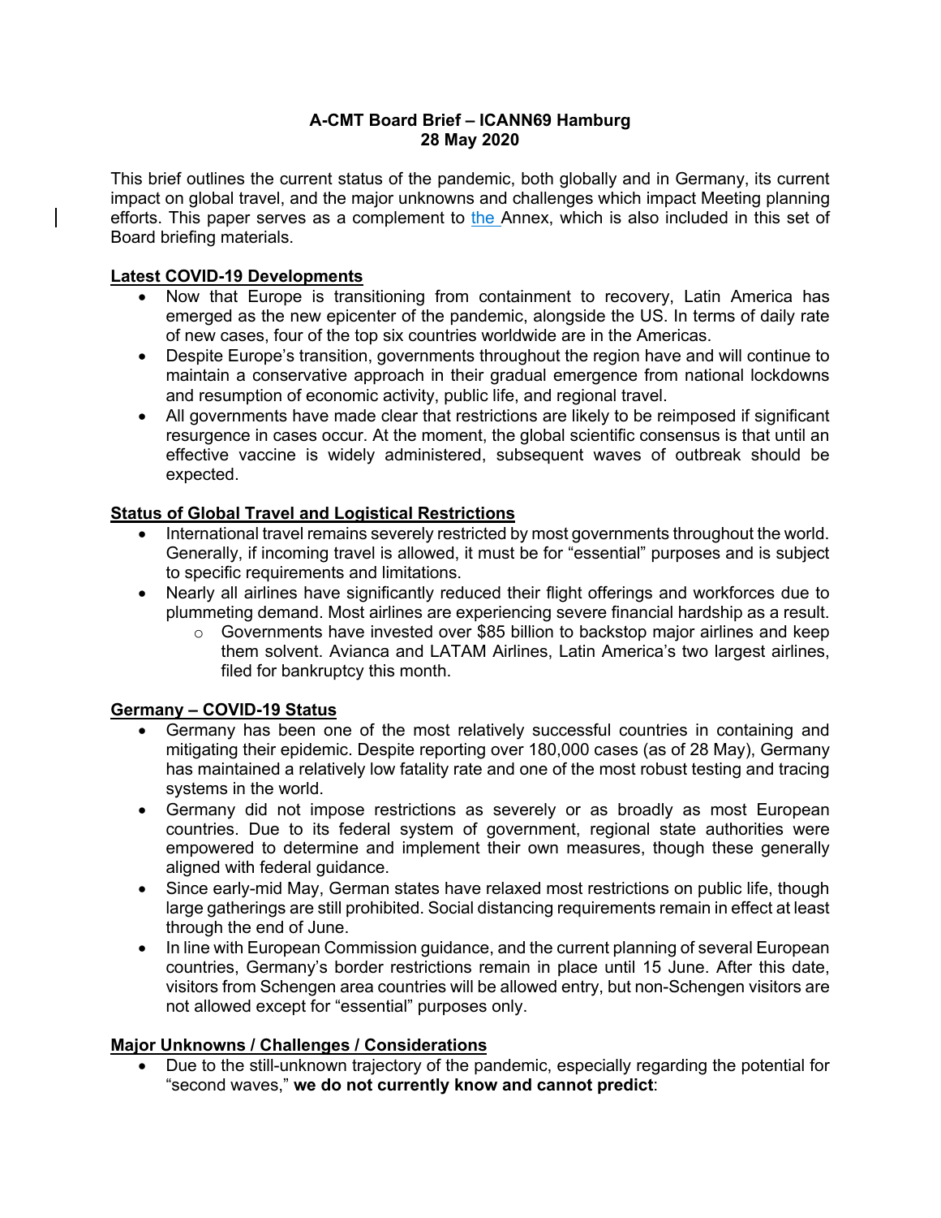**A-CMT Board Brief – ICANN69 Hamburg**
**28 May 2020**

This brief outlines the current status of the pandemic, both globally and in Germany, its current impact on global travel, and the major unknowns and challenges which impact Meeting planning efforts. This paper serves as a complement to the Annex, which is also included in this set of Board briefing materials.

**Latest COVID-19 Developments**

- Now that Europe is transitioning from containment to recovery, Latin America has emerged as the new epicenter of the pandemic, alongside the US. In terms of daily rate of new cases, four of the top six countries worldwide are in the Americas.
- Despite Europe's transition, governments throughout the region have and will continue to maintain a conservative approach in their gradual emergence from national lockdowns and resumption of economic activity, public life, and regional travel.
- All governments have made clear that restrictions are likely to be reimposed if significant resurgence in cases occur. At the moment, the global scientific consensus is that until an effective vaccine is widely administered, subsequent waves of outbreak should be expected.

**Status of Global Travel and Logistical Restrictions**

- International travel remains severely restricted by most governments throughout the world. Generally, if incoming travel is allowed, it must be for "essential" purposes and is subject to specific requirements and limitations.
- Nearly all airlines have significantly reduced their flight offerings and workforces due to plummeting demand. Most airlines are experiencing severe financial hardship as a result.
  - Governments have invested over $85 billion to backstop major airlines and keep them solvent. Avianca and LATAM Airlines, Latin America's two largest airlines, filed for bankruptcy this month.

**Germany – COVID-19 Status**

- Germany has been one of the most relatively successful countries in containing and mitigating their epidemic. Despite reporting over 180,000 cases (as of 28 May), Germany has maintained a relatively low fatality rate and one of the most robust testing and tracing systems in the world.
- Germany did not impose restrictions as severely or as broadly as most European countries. Due to its federal system of government, regional state authorities were empowered to determine and implement their own measures, though these generally aligned with federal guidance.
- Since early-mid May, German states have relaxed most restrictions on public life, though large gatherings are still prohibited. Social distancing requirements remain in effect at least through the end of June.
- In line with European Commission guidance, and the current planning of several European countries, Germany's border restrictions remain in place until 15 June. After this date, visitors from Schengen area countries will be allowed entry, but non-Schengen visitors are not allowed except for "essential" purposes only.

**Major Unknowns / Challenges / Considerations**

- Due to the still-unknown trajectory of the pandemic, especially regarding the potential for "second waves," **we do not currently know and cannot predict**: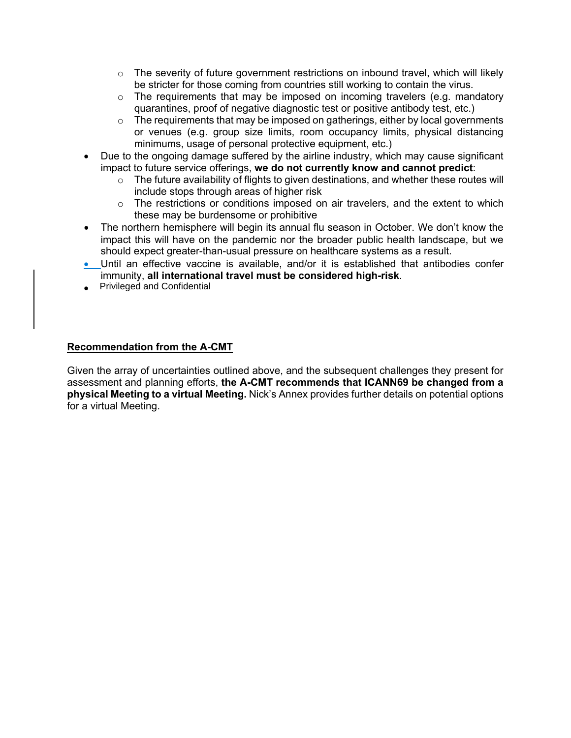- The severity of future government restrictions on inbound travel, which will likely be stricter for those coming from countries still working to contain the virus.
  - The requirements that may be imposed on incoming travelers (e.g. mandatory quarantines, proof of negative diagnostic test or positive antibody test, etc.)
  - The requirements that may be imposed on gatherings, either by local governments or venues (e.g. group size limits, room occupancy limits, physical distancing minimums, usage of personal protective equipment, etc.)
- Due to the ongoing damage suffered by the airline industry, which may cause significant impact to future service offerings, **we do not currently know and cannot predict**:
  - The future availability of flights to given destinations, and whether these routes will include stops through areas of higher risk
  - The restrictions or conditions imposed on air travelers, and the extent to which these may be burdensome or prohibitive
- The northern hemisphere will begin its annual flu season in October. We don't know the impact this will have on the pandemic nor the broader public health landscape, but we should expect greater-than-usual pressure on healthcare systems as a result.
- Until an effective vaccine is available, and/or it is established that antibodies confer immunity, **all international travel must be considered high-risk**.
- Privileged and Confidential

**Recommendation from the A-CMT**

Given the array of uncertainties outlined above, and the subsequent challenges they present for assessment and planning efforts, **the A-CMT recommends that ICANN69 be changed from a physical Meeting to a virtual Meeting.** Nick's Annex provides further details on potential options for a virtual Meeting.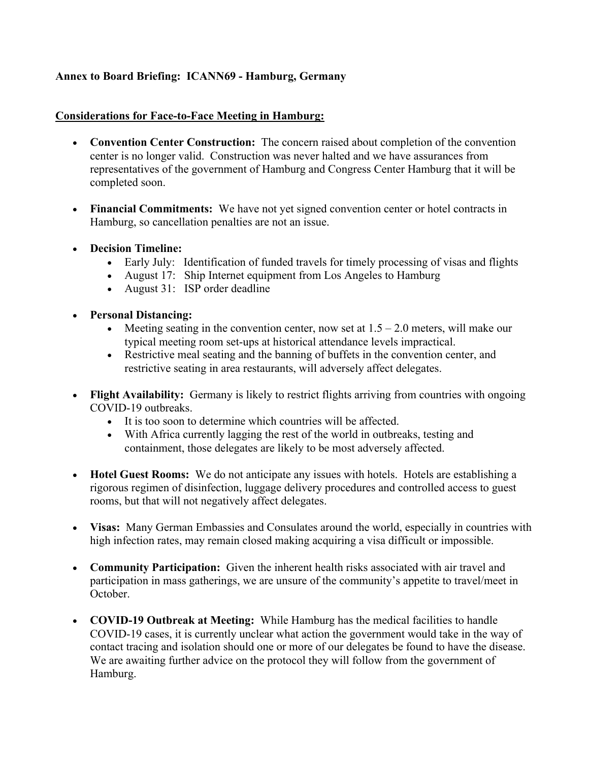**Annex to Board Briefing: ICANN69 - Hamburg, Germany**

**Considerations for Face-to-Face Meeting in Hamburg:**

- **Convention Center Construction:** The concern raised about completion of the convention center is no longer valid. Construction was never halted and we have assurances from representatives of the government of Hamburg and Congress Center Hamburg that it will be completed soon.

- **Financial Commitments:** We have not yet signed convention center or hotel contracts in Hamburg, so cancellation penalties are not an issue.

- **Decision Timeline:**
    - Early July: Identification of funded travels for timely processing of visas and flights
    - August 17: Ship Internet equipment from Los Angeles to Hamburg
    - August 31: ISP order deadline

- **Personal Distancing:**
    - Meeting seating in the convention center, now set at 1.5 – 2.0 meters, will make our typical meeting room set-ups at historical attendance levels impractical.
    - Restrictive meal seating and the banning of buffets in the convention center, and restrictive seating in area restaurants, will adversely affect delegates.

- **Flight Availability:** Germany is likely to restrict flights arriving from countries with ongoing COVID-19 outbreaks.
    - It is too soon to determine which countries will be affected.
    - With Africa currently lagging the rest of the world in outbreaks, testing and containment, those delegates are likely to be most adversely affected.

- **Hotel Guest Rooms:** We do not anticipate any issues with hotels. Hotels are establishing a rigorous regimen of disinfection, luggage delivery procedures and controlled access to guest rooms, but that will not negatively affect delegates.

- **Visas:** Many German Embassies and Consulates around the world, especially in countries with high infection rates, may remain closed making acquiring a visa difficult or impossible.

- **Community Participation:** Given the inherent health risks associated with air travel and participation in mass gatherings, we are unsure of the community's appetite to travel/meet in October.

- **COVID-19 Outbreak at Meeting:** While Hamburg has the medical facilities to handle COVID-19 cases, it is currently unclear what action the government would take in the way of contact tracing and isolation should one or more of our delegates be found to have the disease. We are awaiting further advice on the protocol they will follow from the government of Hamburg.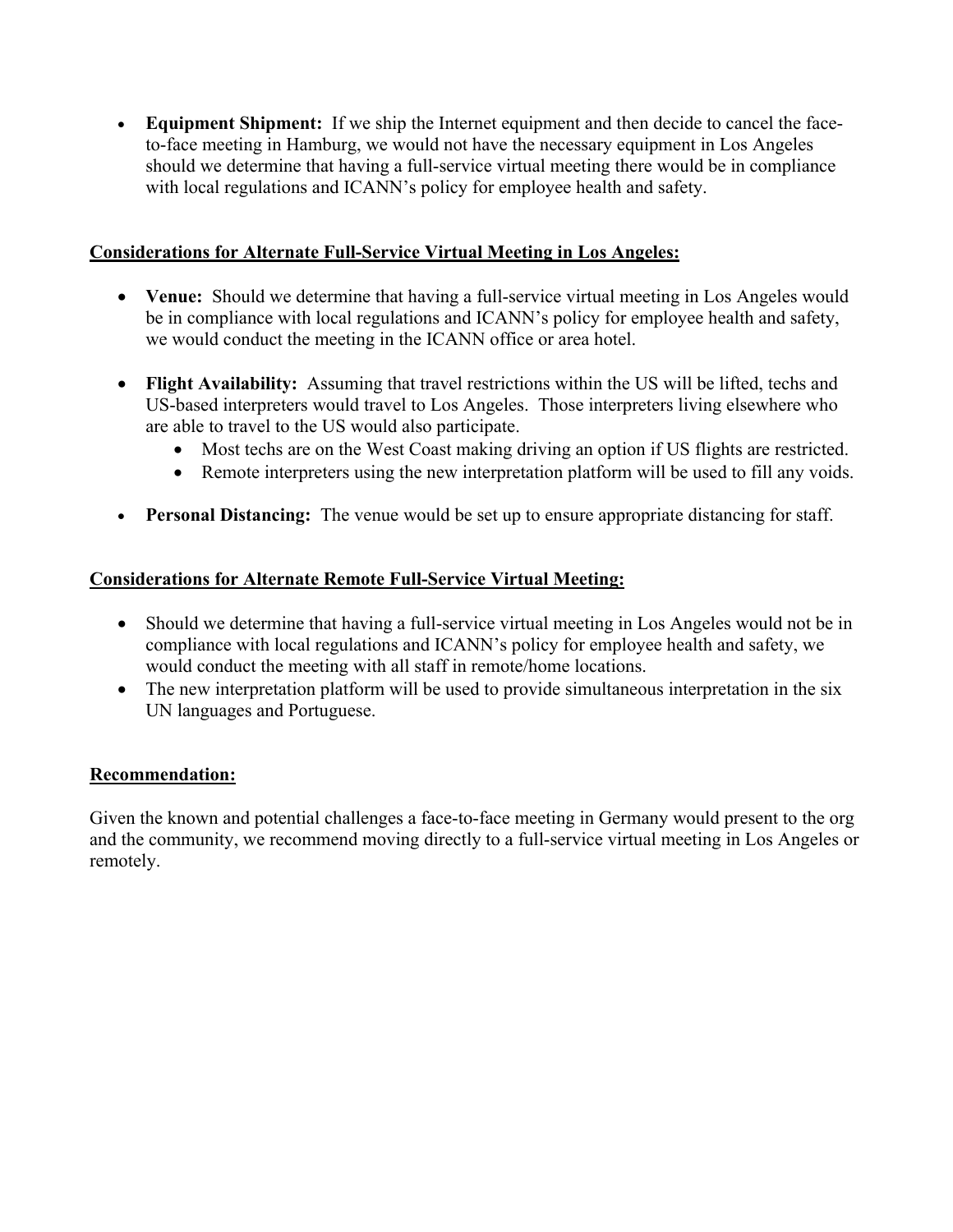- **Equipment Shipment:** If we ship the Internet equipment and then decide to cancel the face-to-face meeting in Hamburg, we would not have the necessary equipment in Los Angeles should we determine that having a full-service virtual meeting there would be in compliance with local regulations and ICANN's policy for employee health and safety.

**Considerations for Alternate Full-Service Virtual Meeting in Los Angeles:**

- **Venue:** Should we determine that having a full-service virtual meeting in Los Angeles would be in compliance with local regulations and ICANN's policy for employee health and safety, we would conduct the meeting in the ICANN office or area hotel.

- **Flight Availability:** Assuming that travel restrictions within the US will be lifted, techs and US-based interpreters would travel to Los Angeles. Those interpreters living elsewhere who are able to travel to the US would also participate.
  - Most techs are on the West Coast making driving an option if US flights are restricted.
  - Remote interpreters using the new interpretation platform will be used to fill any voids.

- **Personal Distancing:** The venue would be set up to ensure appropriate distancing for staff.

**Considerations for Alternate Remote Full-Service Virtual Meeting:**

- Should we determine that having a full-service virtual meeting in Los Angeles would not be in compliance with local regulations and ICANN's policy for employee health and safety, we would conduct the meeting with all staff in remote/home locations.
- The new interpretation platform will be used to provide simultaneous interpretation in the six UN languages and Portuguese.

**Recommendation:**

Given the known and potential challenges a face-to-face meeting in Germany would present to the org and the community, we recommend moving directly to a full-service virtual meeting in Los Angeles or remotely.